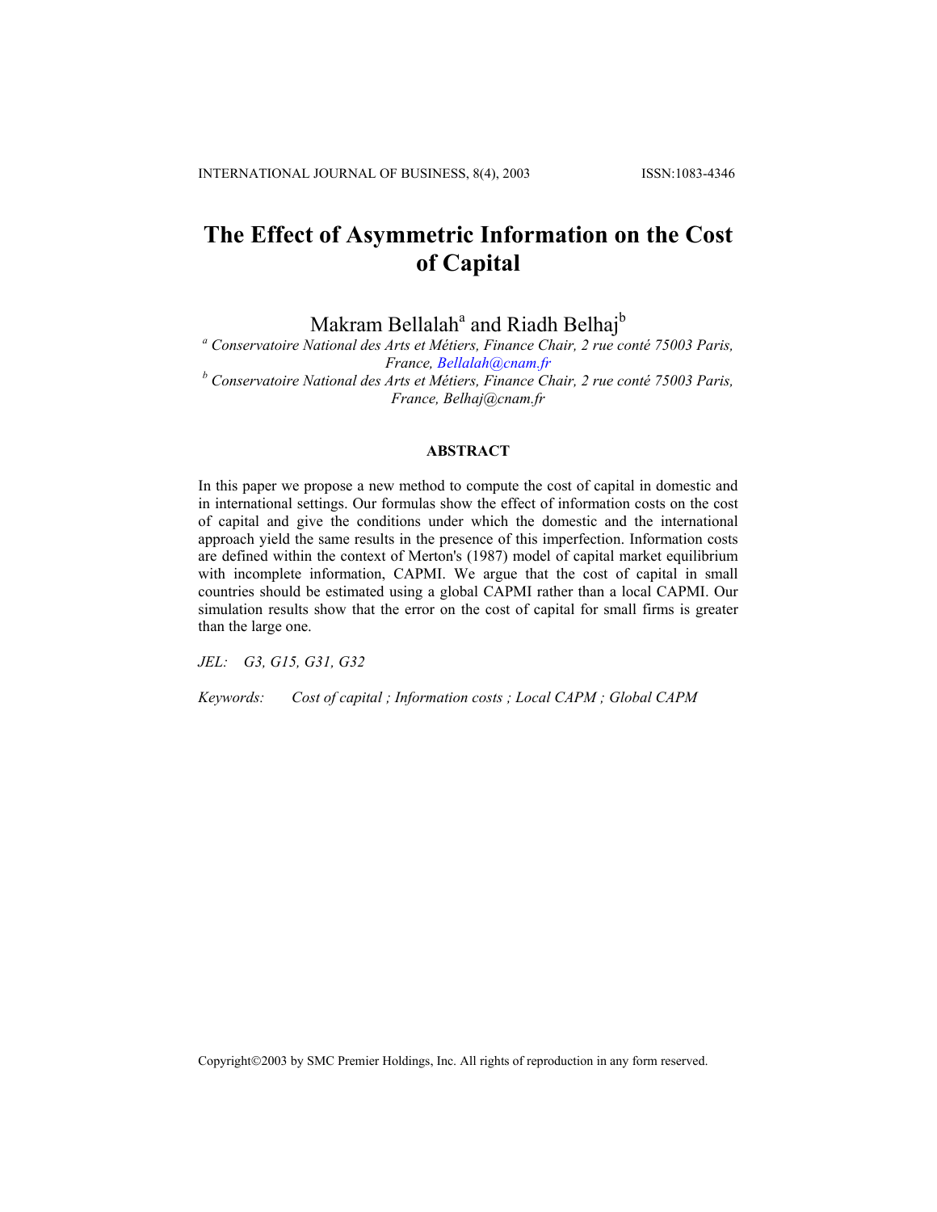# The Effect of Asymmetric Information on the Cost of Capital

Makram Bellalah[a] and Riadh Belhaj[b]

[a] *Conservatoire National des Arts et Métiers, Finance Chair, 2 rue conté 75003 Paris, France, Bellalah@cnam.fr*

[b] *Conservatoire National des Arts et Métiers, Finance Chair, 2 rue conté 75003 Paris, France, Belhaj@cnam.fr*

## ABSTRACT

In this paper we propose a new method to compute the cost of capital in domestic and in international settings. Our formulas show the effect of information costs on the cost of capital and give the conditions under which the domestic and the international approach yield the same results in the presence of this imperfection. Information costs are defined within the context of Merton's (1987) model of capital market equilibrium with incomplete information, CAPMI. We argue that the cost of capital in small countries should be estimated using a global CAPMI rather than a local CAPMI. Our simulation results show that the error on the cost of capital for small firms is greater than the large one.

*JEL:* *G3, G15, G31, G32*

*Keywords:* *Cost of capital ; Information costs ; Local CAPM ; Global CAPM*

Copyright©2003 by SMC Premier Holdings, Inc. All rights of reproduction in any form reserved.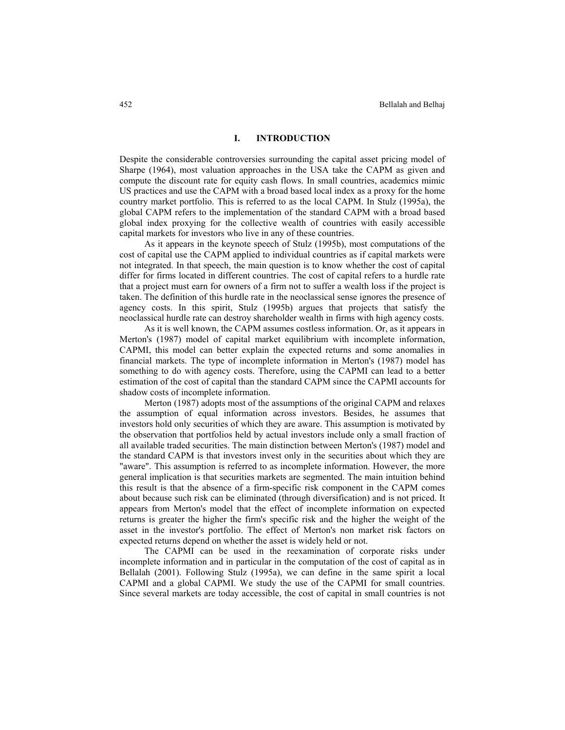## I. INTRODUCTION

Despite the considerable controversies surrounding the capital asset pricing model of Sharpe (1964), most valuation approaches in the USA take the CAPM as given and compute the discount rate for equity cash flows. In small countries, academics mimic US practices and use the CAPM with a broad based local index as a proxy for the home country market portfolio. This is referred to as the local CAPM. In Stulz (1995a), the global CAPM refers to the implementation of the standard CAPM with a broad based global index proxying for the collective wealth of countries with easily accessible capital markets for investors who live in any of these countries.

As it appears in the keynote speech of Stulz (1995b), most computations of the cost of capital use the CAPM applied to individual countries as if capital markets were not integrated. In that speech, the main question is to know whether the cost of capital differ for firms located in different countries. The cost of capital refers to a hurdle rate that a project must earn for owners of a firm not to suffer a wealth loss if the project is taken. The definition of this hurdle rate in the neoclassical sense ignores the presence of agency costs. In this spirit, Stulz (1995b) argues that projects that satisfy the neoclassical hurdle rate can destroy shareholder wealth in firms with high agency costs.

As it is well known, the CAPM assumes costless information. Or, as it appears in Merton's (1987) model of capital market equilibrium with incomplete information, CAPMI, this model can better explain the expected returns and some anomalies in financial markets. The type of incomplete information in Merton's (1987) model has something to do with agency costs. Therefore, using the CAPMI can lead to a better estimation of the cost of capital than the standard CAPM since the CAPMI accounts for shadow costs of incomplete information.

Merton (1987) adopts most of the assumptions of the original CAPM and relaxes the assumption of equal information across investors. Besides, he assumes that investors hold only securities of which they are aware. This assumption is motivated by the observation that portfolios held by actual investors include only a small fraction of all available traded securities. The main distinction between Merton's (1987) model and the standard CAPM is that investors invest only in the securities about which they are "aware". This assumption is referred to as incomplete information. However, the more general implication is that securities markets are segmented. The main intuition behind this result is that the absence of a firm-specific risk component in the CAPM comes about because such risk can be eliminated (through diversification) and is not priced. It appears from Merton's model that the effect of incomplete information on expected returns is greater the higher the firm's specific risk and the higher the weight of the asset in the investor's portfolio. The effect of Merton's non market risk factors on expected returns depend on whether the asset is widely held or not.

The CAPMI can be used in the reexamination of corporate risks under incomplete information and in particular in the computation of the cost of capital as in Bellalah (2001). Following Stulz (1995a), we can define in the same spirit a local CAPMI and a global CAPMI. We study the use of the CAPMI for small countries. Since several markets are today accessible, the cost of capital in small countries is not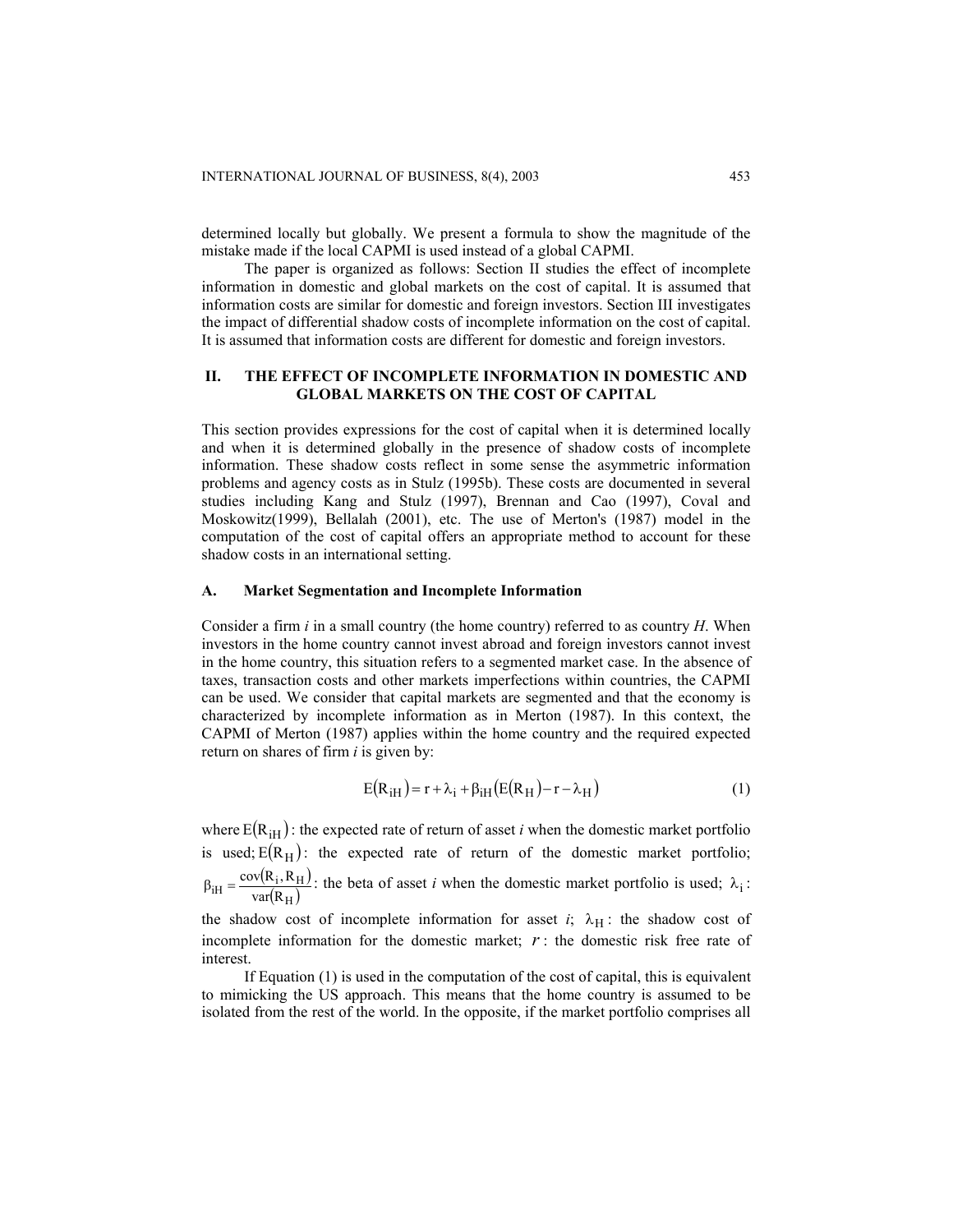determined locally but globally. We present a formula to show the magnitude of the mistake made if the local CAPMI is used instead of a global CAPMI.

The paper is organized as follows: Section II studies the effect of incomplete information in domestic and global markets on the cost of capital. It is assumed that information costs are similar for domestic and foreign investors. Section III investigates the impact of differential shadow costs of incomplete information on the cost of capital. It is assumed that information costs are different for domestic and foreign investors.

## II. THE EFFECT OF INCOMPLETE INFORMATION IN DOMESTIC AND GLOBAL MARKETS ON THE COST OF CAPITAL

This section provides expressions for the cost of capital when it is determined locally and when it is determined globally in the presence of shadow costs of incomplete information. These shadow costs reflect in some sense the asymmetric information problems and agency costs as in Stulz (1995b). These costs are documented in several studies including Kang and Stulz (1997), Brennan and Cao (1997), Coval and Moskowitz(1999), Bellalah (2001), etc. The use of Merton's (1987) model in the computation of the cost of capital offers an appropriate method to account for these shadow costs in an international setting.

### A. Market Segmentation and Incomplete Information

Consider a firm *i* in a small country (the home country) referred to as country *H*. When investors in the home country cannot invest abroad and foreign investors cannot invest in the home country, this situation refers to a segmented market case. In the absence of taxes, transaction costs and other markets imperfections within countries, the CAPMI can be used. We consider that capital markets are segmented and that the economy is characterized by incomplete information as in Merton (1987). In this context, the CAPMI of Merton (1987) applies within the home country and the required expected return on shares of firm *i* is given by:

$$E(R_{iH}) = r + \lambda_i + \beta_{iH}\left(E(R_H) - r - \lambda_H\right) \tag{1}$$

where $E(R_{iH})$: the expected rate of return of asset *i* when the domestic market portfolio is used; $E(R_H)$: the expected rate of return of the domestic market portfolio; $\beta_{iH} = \frac{\text{cov}(R_i, R_H)}{\text{var}(R_H)}$: the beta of asset *i* when the domestic market portfolio is used; $\lambda_i$: the shadow cost of incomplete information for asset *i*; $\lambda_H$: the shadow cost of incomplete information for the domestic market; $r$: the domestic risk free rate of interest.

If Equation (1) is used in the computation of the cost of capital, this is equivalent to mimicking the US approach. This means that the home country is assumed to be isolated from the rest of the world. In the opposite, if the market portfolio comprises all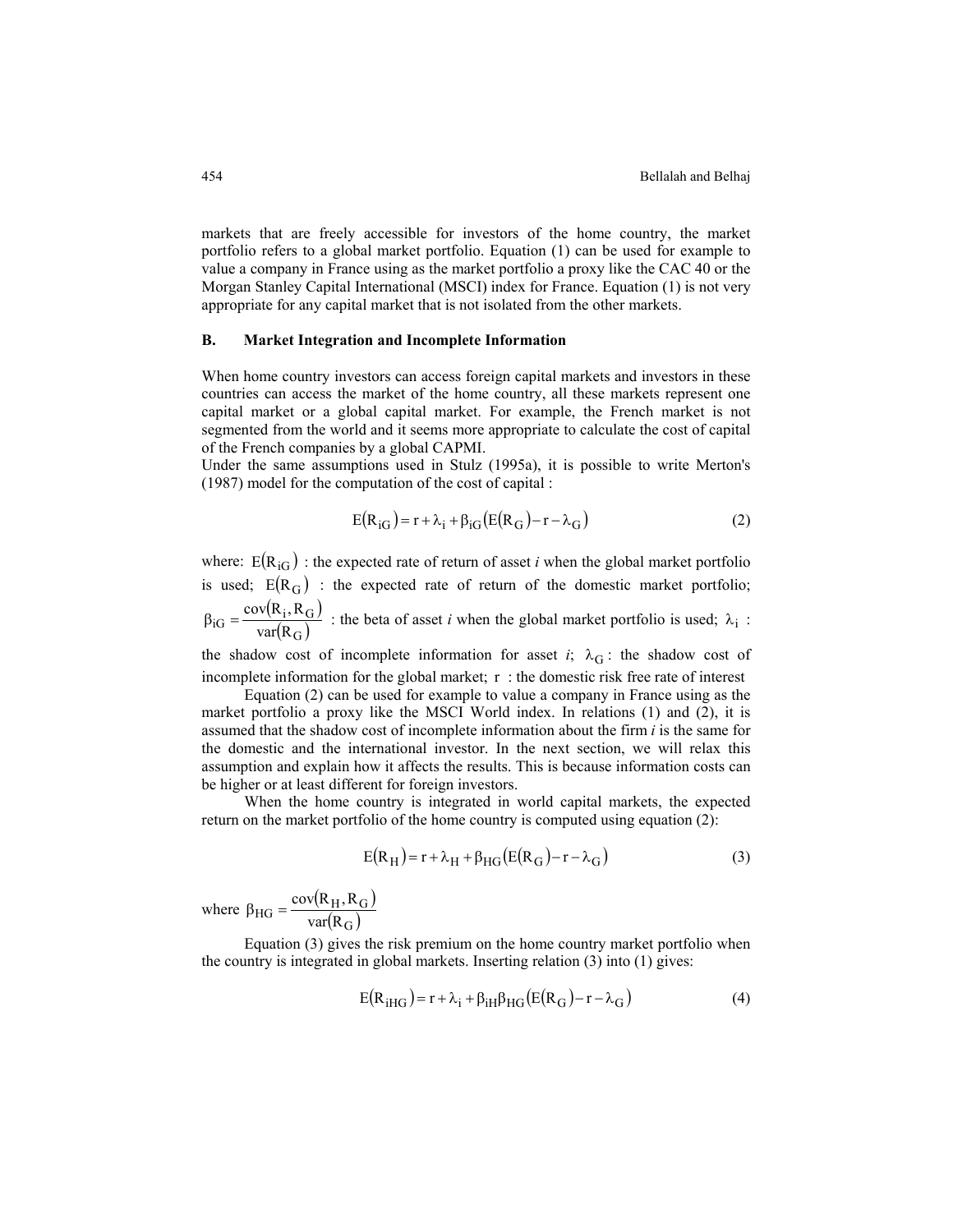markets that are freely accessible for investors of the home country, the market portfolio refers to a global market portfolio. Equation (1) can be used for example to value a company in France using as the market portfolio a proxy like the CAC 40 or the Morgan Stanley Capital International (MSCI) index for France. Equation (1) is not very appropriate for any capital market that is not isolated from the other markets.

### B. Market Integration and Incomplete Information

When home country investors can access foreign capital markets and investors in these countries can access the market of the home country, all these markets represent one capital market or a global capital market. For example, the French market is not segmented from the world and it seems more appropriate to calculate the cost of capital of the French companies by a global CAPMI.

Under the same assumptions used in Stulz (1995a), it is possible to write Merton's (1987) model for the computation of the cost of capital :

$$E(R_{iG}) = r + \lambda_i + \beta_{iG}\left(E(R_G) - r - \lambda_G\right) \tag{2}$$

where: $E(R_{iG})$ : the expected rate of return of asset *i* when the global market portfolio is used; $E(R_G)$ : the expected rate of return of the domestic market portfolio; $\beta_{iG} = \dfrac{\text{cov}(R_i, R_G)}{\text{var}(R_G)}$ : the beta of asset *i* when the global market portfolio is used; $\lambda_i$ : the shadow cost of incomplete information for asset *i*; $\lambda_G$: the shadow cost of incomplete information for the global market; $r$ : the domestic risk free rate of interest

Equation (2) can be used for example to value a company in France using as the market portfolio a proxy like the MSCI World index. In relations (1) and (2), it is assumed that the shadow cost of incomplete information about the firm *i* is the same for the domestic and the international investor. In the next section, we will relax this assumption and explain how it affects the results. This is because information costs can be higher or at least different for foreign investors.

When the home country is integrated in world capital markets, the expected return on the market portfolio of the home country is computed using equation (2):

$$E(R_H) = r + \lambda_H + \beta_{HG}\left(E(R_G) - r - \lambda_G\right) \tag{3}$$

where $\beta_{HG} = \dfrac{\text{cov}(R_H, R_G)}{\text{var}(R_G)}$

Equation (3) gives the risk premium on the home country market portfolio when the country is integrated in global markets. Inserting relation (3) into (1) gives:

$$E(R_{iHG}) = r + \lambda_i + \beta_{iH}\beta_{HG}\left(E(R_G) - r - \lambda_G\right) \tag{4}$$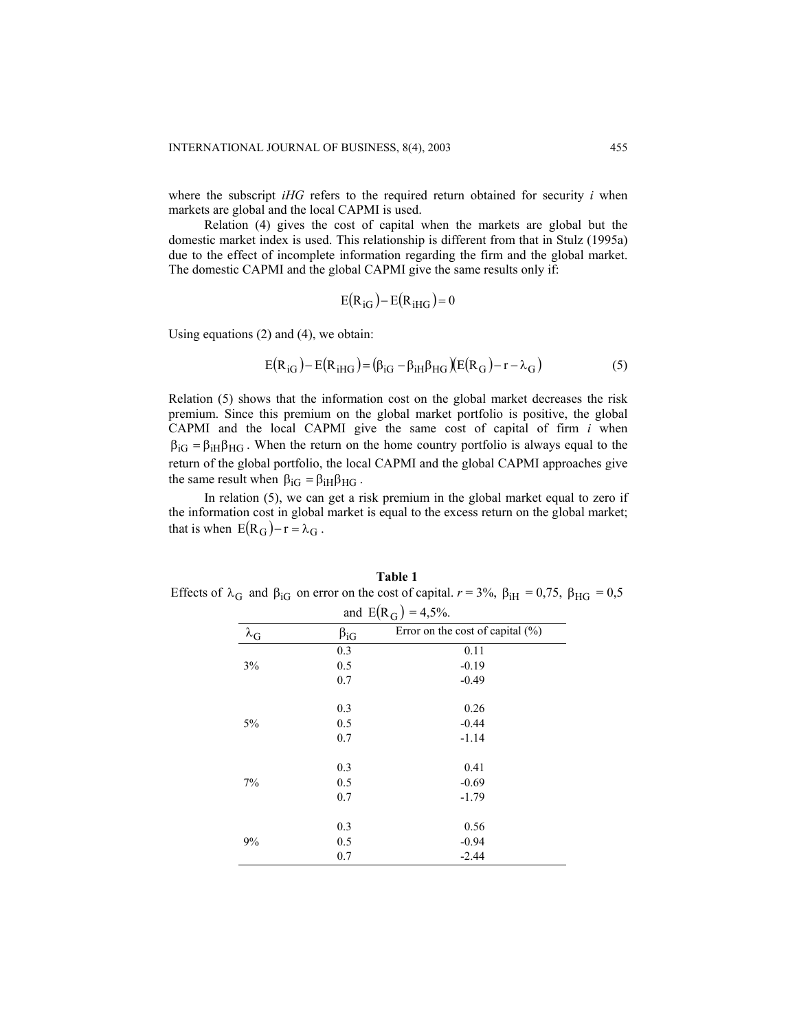where the subscript *iHG* refers to the required return obtained for security *i* when markets are global and the local CAPMI is used.

Relation (4) gives the cost of capital when the markets are global but the domestic market index is used. This relationship is different from that in Stulz (1995a) due to the effect of incomplete information regarding the firm and the global market. The domestic CAPMI and the global CAPMI give the same results only if:

$$E(R_{iG}) - E(R_{iHG}) = 0$$

Using equations (2) and (4), we obtain:

$$E(R_{iG}) - E(R_{iHG}) = (\beta_{iG} - \beta_{iH}\beta_{HG})(E(R_G) - r - \lambda_G) \tag{5}$$

Relation (5) shows that the information cost on the global market decreases the risk premium. Since this premium on the global market portfolio is positive, the global CAPMI and the local CAPMI give the same cost of capital of firm *i* when $\beta_{iG} = \beta_{iH}\beta_{HG}$. When the return on the home country portfolio is always equal to the return of the global portfolio, the local CAPMI and the global CAPMI approaches give the same result when $\beta_{iG} = \beta_{iH}\beta_{HG}$.

In relation (5), we can get a risk premium in the global market equal to zero if the information cost in global market is equal to the excess return on the global market; that is when $E(R_G) - r = \lambda_G$.

**Table 1**

Effects of $\lambda_G$ and $\beta_{iG}$ on error on the cost of capital. $r$ = 3%, $\beta_{iH}$ = 0,75, $\beta_{HG}$ = 0,5 and $E(R_G)$ = 4,5%.

| $\lambda_G$ | $\beta_{iG}$ | Error on the cost of capital (%) |
|---|---|---|
| | 0.3 | 0.11 |
| 3% | 0.5 | -0.19 |
| | 0.7 | -0.49 |
| | 0.3 | 0.26 |
| 5% | 0.5 | -0.44 |
| | 0.7 | -1.14 |
| | 0.3 | 0.41 |
| 7% | 0.5 | -0.69 |
| | 0.7 | -1.79 |
| | 0.3 | 0.56 |
| 9% | 0.5 | -0.94 |
| | 0.7 | -2.44 |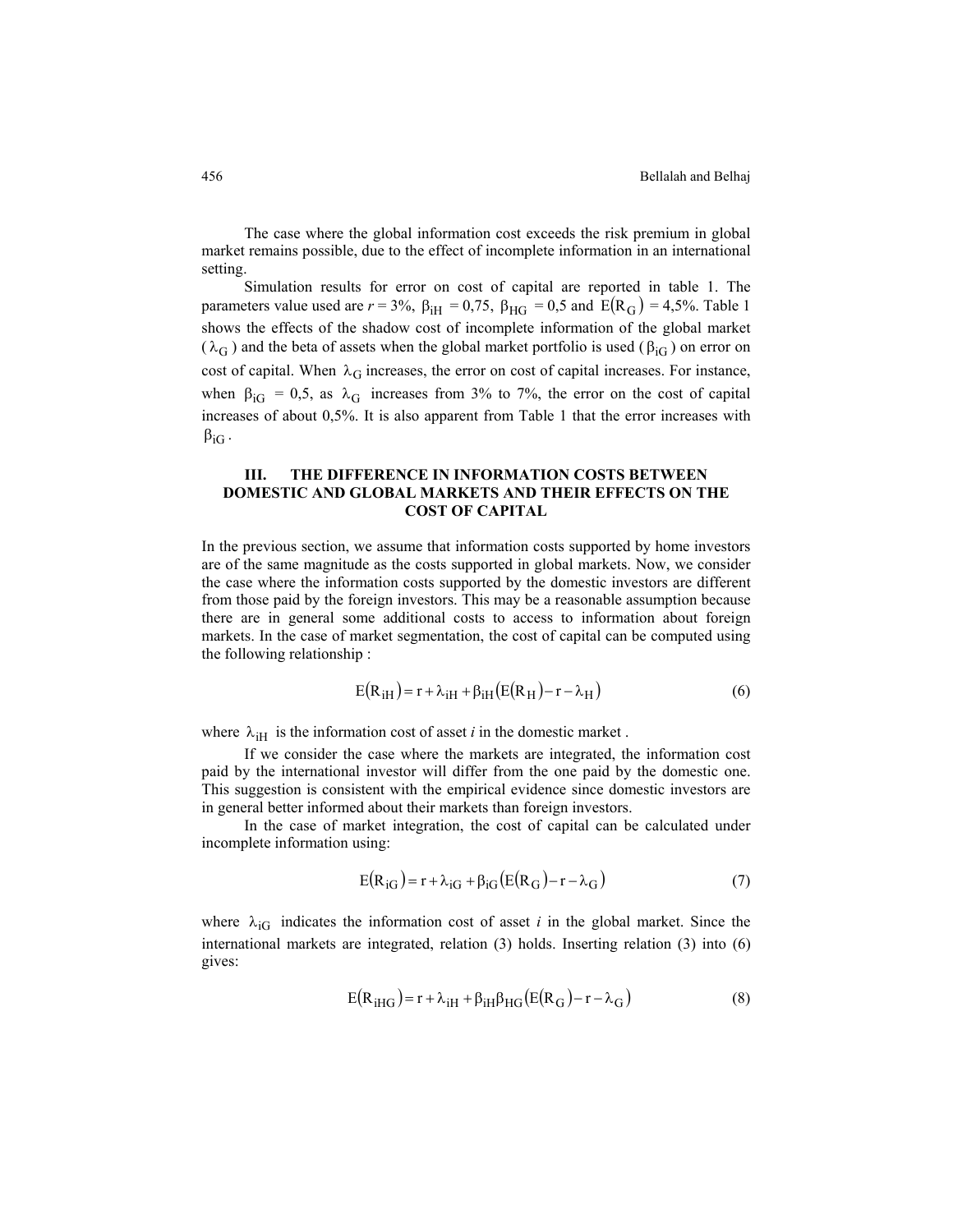The case where the global information cost exceeds the risk premium in global market remains possible, due to the effect of incomplete information in an international setting.

Simulation results for error on cost of capital are reported in table 1. The parameters value used are $r = 3\%$, $\beta_{iH} = 0{,}75$, $\beta_{HG} = 0{,}5$ and $E(R_G) = 4{,}5\%$. Table 1 shows the effects of the shadow cost of incomplete information of the global market ($\lambda_G$) and the beta of assets when the global market portfolio is used ($\beta_{iG}$) on error on cost of capital. When $\lambda_G$ increases, the error on cost of capital increases. For instance, when $\beta_{iG} = 0{,}5$, as $\lambda_G$ increases from 3% to 7%, the error on the cost of capital increases of about 0,5%. It is also apparent from Table 1 that the error increases with $\beta_{iG}$.

## III. THE DIFFERENCE IN INFORMATION COSTS BETWEEN DOMESTIC AND GLOBAL MARKETS AND THEIR EFFECTS ON THE COST OF CAPITAL

In the previous section, we assume that information costs supported by home investors are of the same magnitude as the costs supported in global markets. Now, we consider the case where the information costs supported by the domestic investors are different from those paid by the foreign investors. This may be a reasonable assumption because there are in general some additional costs to access to information about foreign markets. In the case of market segmentation, the cost of capital can be computed using the following relationship :

$$E(R_{iH}) = r + \lambda_{iH} + \beta_{iH}\left(E(R_H) - r - \lambda_H\right) \tag{6}$$

where $\lambda_{iH}$ is the information cost of asset *i* in the domestic market .

If we consider the case where the markets are integrated, the information cost paid by the international investor will differ from the one paid by the domestic one. This suggestion is consistent with the empirical evidence since domestic investors are in general better informed about their markets than foreign investors.

In the case of market integration, the cost of capital can be calculated under incomplete information using:

$$E(R_{iG}) = r + \lambda_{iG} + \beta_{iG}\left(E(R_G) - r - \lambda_G\right) \tag{7}$$

where $\lambda_{iG}$ indicates the information cost of asset *i* in the global market. Since the international markets are integrated, relation (3) holds. Inserting relation (3) into (6) gives:

$$E(R_{iHG}) = r + \lambda_{iH} + \beta_{iH}\beta_{HG}\left(E(R_G) - r - \lambda_G\right) \tag{8}$$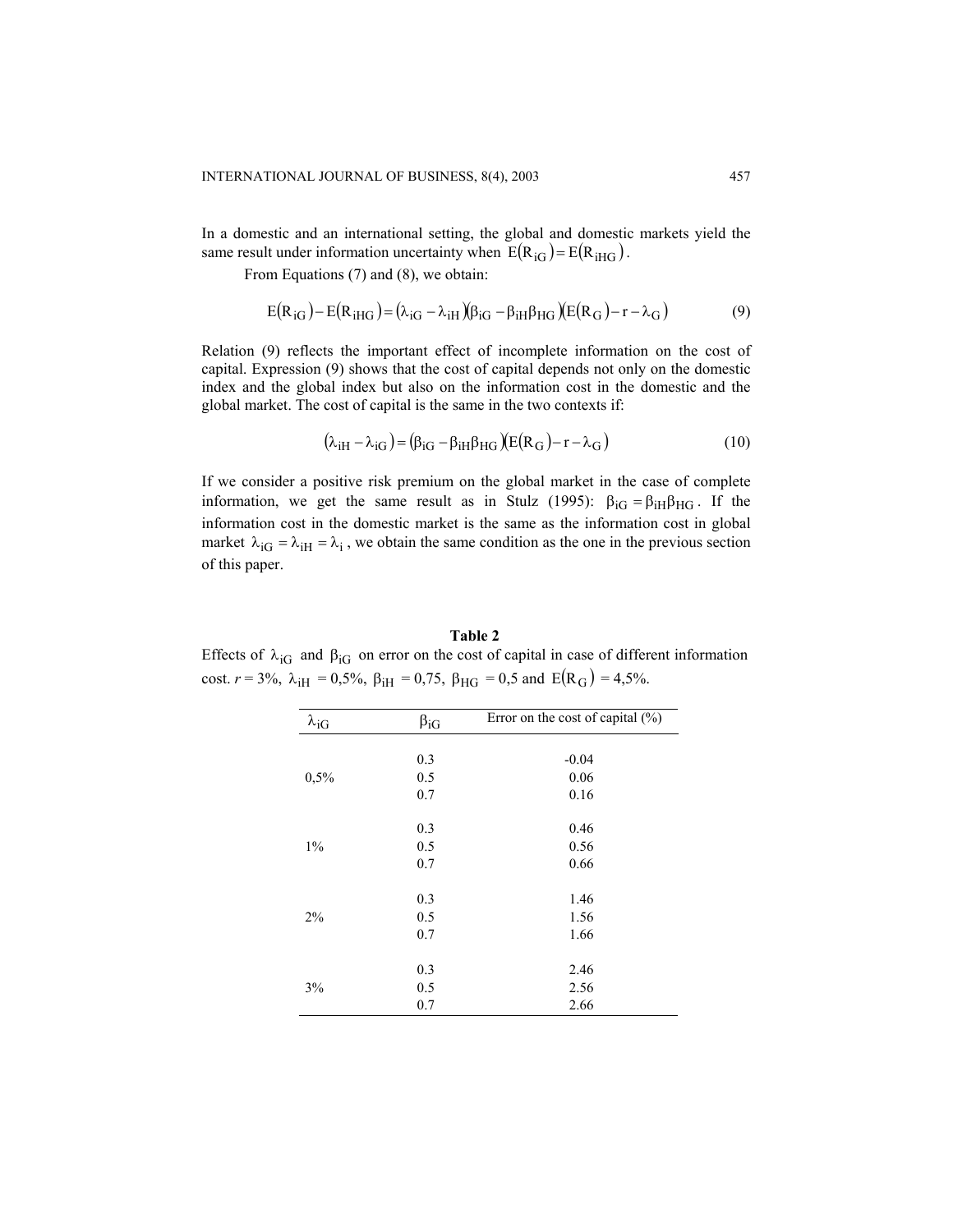In a domestic and an international setting, the global and domestic markets yield the same result under information uncertainty when $E(R_{iG}) = E(R_{iHG})$.

From Equations (7) and (8), we obtain:

$$E(R_{iG}) - E(R_{iHG}) = (\lambda_{iG} - \lambda_{iH})(\beta_{iG} - \beta_{iH}\beta_{HG})(E(R_G) - r - \lambda_G) \tag{9}$$

Relation (9) reflects the important effect of incomplete information on the cost of capital. Expression (9) shows that the cost of capital depends not only on the domestic index and the global index but also on the information cost in the domestic and the global market. The cost of capital is the same in the two contexts if:

$$(\lambda_{iH} - \lambda_{iG}) = (\beta_{iG} - \beta_{iH}\beta_{HG})(E(R_G) - r - \lambda_G) \tag{10}$$

If we consider a positive risk premium on the global market in the case of complete information, we get the same result as in Stulz (1995): $\beta_{iG} = \beta_{iH}\beta_{HG}$. If the information cost in the domestic market is the same as the information cost in global market $\lambda_{iG} = \lambda_{iH} = \lambda_i$, we obtain the same condition as the one in the previous section of this paper.

**Table 2**

Effects of $\lambda_{iG}$ and $\beta_{iG}$ on error on the cost of capital in case of different information cost. *r* = 3%, $\lambda_{iH}$ = 0,5%, $\beta_{iH}$ = 0,75, $\beta_{HG}$ = 0,5 and $E(R_G)$ = 4,5%.

| $\lambda_{iG}$ | $\beta_{iG}$ | Error on the cost of capital (%) |
|---|---|---|
| | 0.3 | -0.04 |
| 0,5% | 0.5 | 0.06 |
| | 0.7 | 0.16 |
| | 0.3 | 0.46 |
| 1% | 0.5 | 0.56 |
| | 0.7 | 0.66 |
| | 0.3 | 1.46 |
| 2% | 0.5 | 1.56 |
| | 0.7 | 1.66 |
| | 0.3 | 2.46 |
| 3% | 0.5 | 2.56 |
| | 0.7 | 2.66 |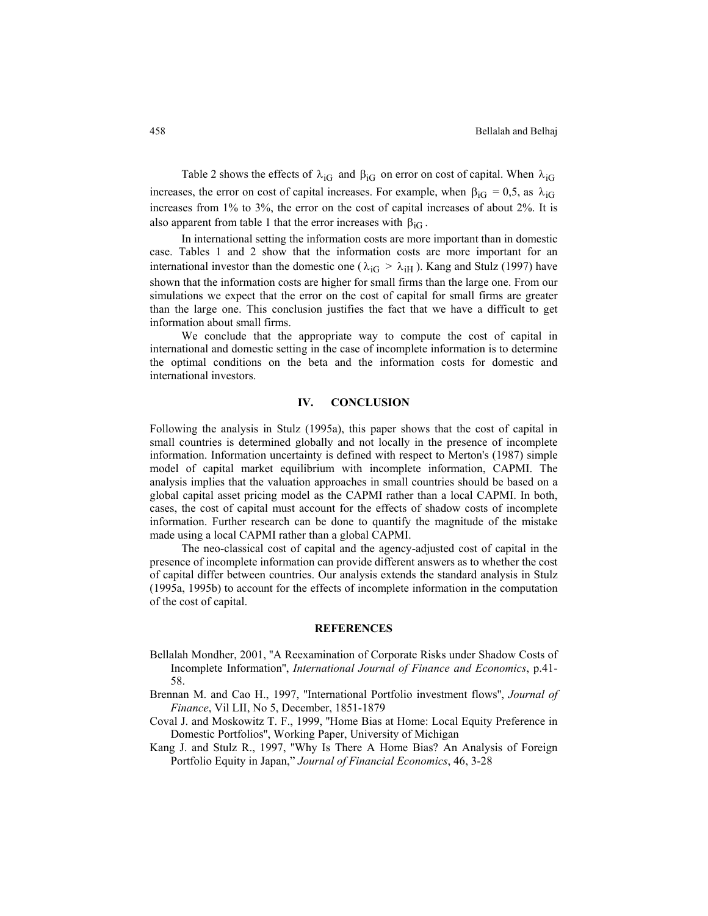Table 2 shows the effects of $\lambda_{iG}$ and $\beta_{iG}$ on error on cost of capital. When $\lambda_{iG}$ increases, the error on cost of capital increases. For example, when $\beta_{iG}$ = 0,5, as $\lambda_{iG}$ increases from 1% to 3%, the error on the cost of capital increases of about 2%. It is also apparent from table 1 that the error increases with $\beta_{iG}$.

In international setting the information costs are more important than in domestic case. Tables 1 and 2 show that the information costs are more important for an international investor than the domestic one ($\lambda_{iG} > \lambda_{iH}$). Kang and Stulz (1997) have shown that the information costs are higher for small firms than the large one. From our simulations we expect that the error on the cost of capital for small firms are greater than the large one. This conclusion justifies the fact that we have a difficult to get information about small firms.

We conclude that the appropriate way to compute the cost of capital in international and domestic setting in the case of incomplete information is to determine the optimal conditions on the beta and the information costs for domestic and international investors.

## IV. CONCLUSION

Following the analysis in Stulz (1995a), this paper shows that the cost of capital in small countries is determined globally and not locally in the presence of incomplete information. Information uncertainty is defined with respect to Merton's (1987) simple model of capital market equilibrium with incomplete information, CAPMI. The analysis implies that the valuation approaches in small countries should be based on a global capital asset pricing model as the CAPMI rather than a local CAPMI. In both, cases, the cost of capital must account for the effects of shadow costs of incomplete information. Further research can be done to quantify the magnitude of the mistake made using a local CAPMI rather than a global CAPMI.

The neo-classical cost of capital and the agency-adjusted cost of capital in the presence of incomplete information can provide different answers as to whether the cost of capital differ between countries. Our analysis extends the standard analysis in Stulz (1995a, 1995b) to account for the effects of incomplete information in the computation of the cost of capital.

## REFERENCES

Bellalah Mondher, 2001, "A Reexamination of Corporate Risks under Shadow Costs of Incomplete Information", *International Journal of Finance and Economics*, p.41-58.

Brennan M. and Cao H., 1997, "International Portfolio investment flows", *Journal of Finance*, Vil LII, No 5, December, 1851-1879

Coval J. and Moskowitz T. F., 1999, "Home Bias at Home: Local Equity Preference in Domestic Portfolios", Working Paper, University of Michigan

Kang J. and Stulz R., 1997, "Why Is There A Home Bias? An Analysis of Foreign Portfolio Equity in Japan," *Journal of Financial Economics*, 46, 3-28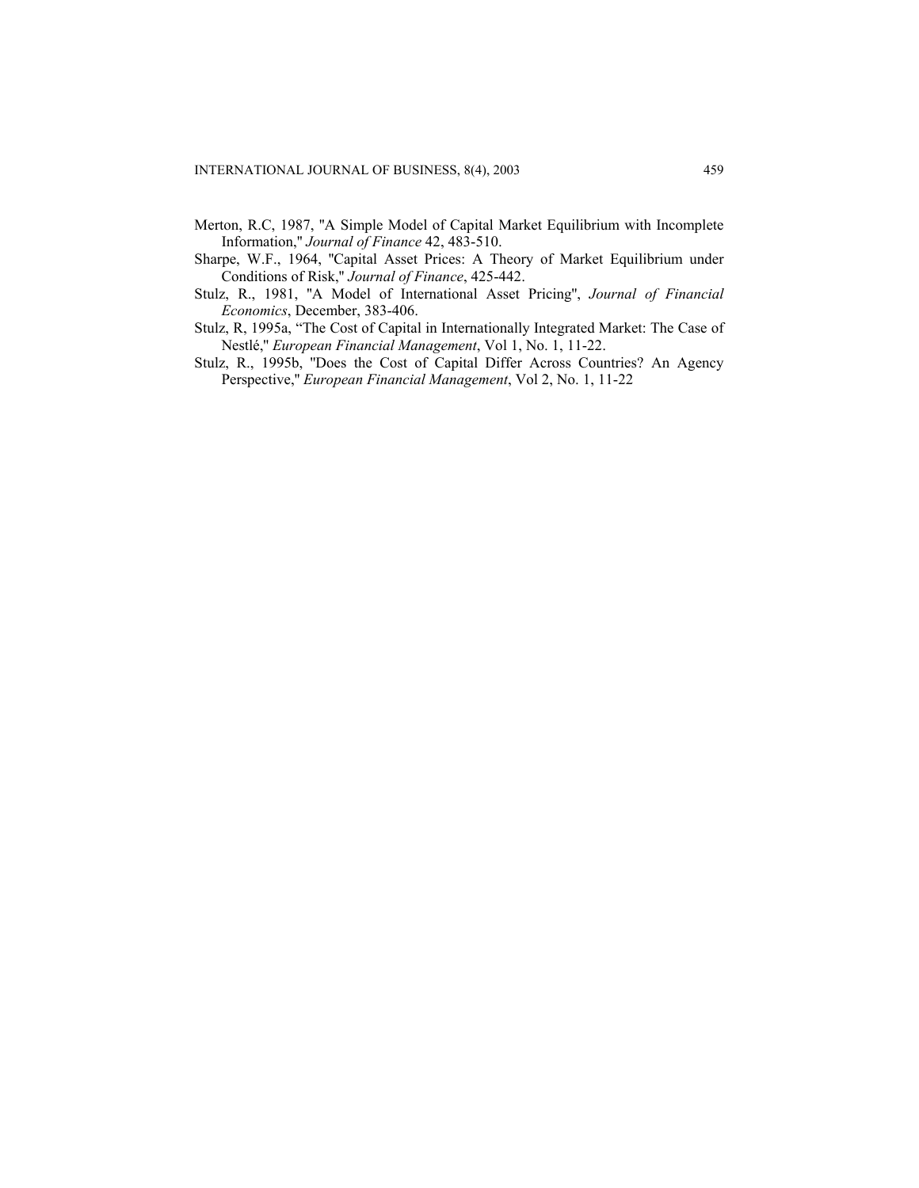Merton, R.C, 1987, "A Simple Model of Capital Market Equilibrium with Incomplete Information," *Journal of Finance* 42, 483-510.

Sharpe, W.F., 1964, "Capital Asset Prices: A Theory of Market Equilibrium under Conditions of Risk," *Journal of Finance*, 425-442.

Stulz, R., 1981, "A Model of International Asset Pricing", *Journal of Financial Economics*, December, 383-406.

Stulz, R, 1995a, "The Cost of Capital in Internationally Integrated Market: The Case of Nestlé," *European Financial Management*, Vol 1, No. 1, 11-22.

Stulz, R., 1995b, "Does the Cost of Capital Differ Across Countries? An Agency Perspective," *European Financial Management*, Vol 2, No. 1, 11-22